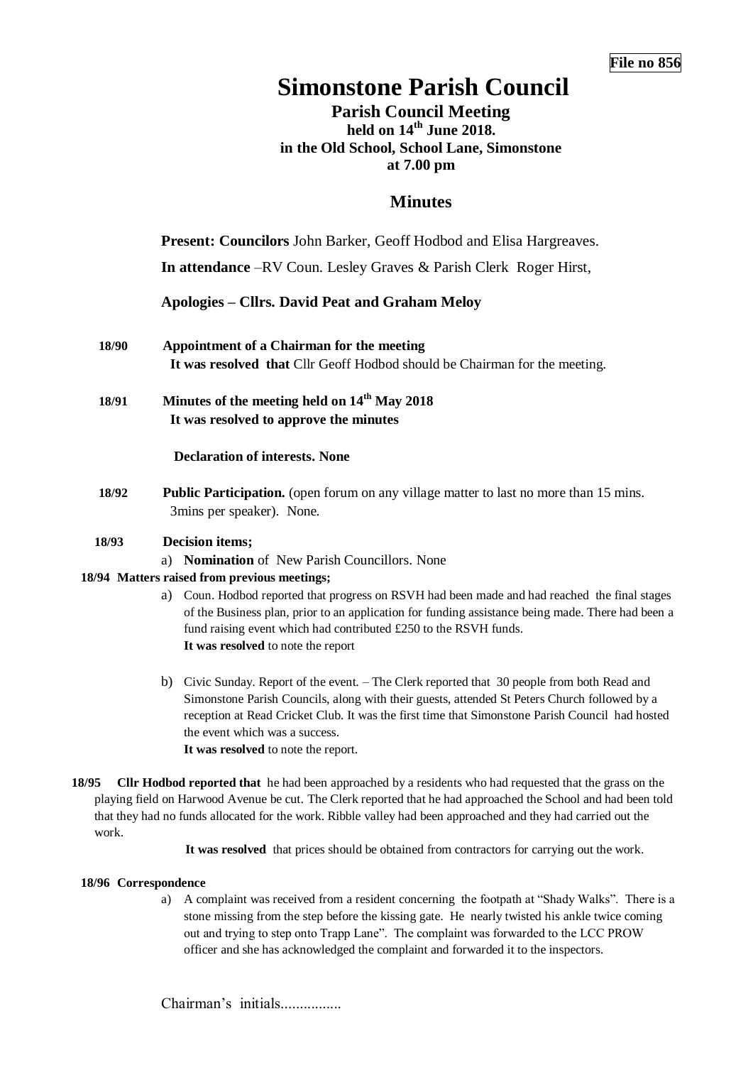**File no 856**

# Simonstone Parish Council

## Parish Council Meeting

**held on 14th June 2018.**
**in the Old School, School Lane, Simonstone**
**at 7.00 pm**

## Minutes

**Present: Councilors** John Barker, Geoff Hodbod and Elisa Hargreaves.

**In attendance** –RV Coun. Lesley Graves & Parish Clerk Roger Hirst,

**Apologies – Cllrs. David Peat and Graham Meloy**

**18/90 Appointment of a Chairman for the meeting**
**It was resolved that** Cllr Geoff Hodbod should be Chairman for the meeting.

**18/91 Minutes of the meeting held on 14th May 2018**
**It was resolved to approve the minutes**

**Declaration of interests. None**

**18/92 Public Participation.** (open forum on any village matter to last no more than 15 mins. 3mins per speaker). None.

**18/93 Decision items;**

a) **Nomination** of New Parish Councillors. None

**18/94 Matters raised from previous meetings;**

a) Coun. Hodbod reported that progress on RSVH had been made and had reached the final stages of the Business plan, prior to an application for funding assistance being made. There had been a fund raising event which had contributed £250 to the RSVH funds.
**It was resolved** to note the report

b) Civic Sunday. Report of the event. – The Clerk reported that 30 people from both Read and Simonstone Parish Councils, along with their guests, attended St Peters Church followed by a reception at Read Cricket Club. It was the first time that Simonstone Parish Council had hosted the event which was a success.
**It was resolved** to note the report.

**18/95 Cllr Hodbod reported that** he had been approached by a residents who had requested that the grass on the playing field on Harwood Avenue be cut. The Clerk reported that he had approached the School and had been told that they had no funds allocated for the work. Ribble valley had been approached and they had carried out the work.

**It was resolved** that prices should be obtained from contractors for carrying out the work.

**18/96 Correspondence**

a) A complaint was received from a resident concerning the footpath at "Shady Walks". There is a stone missing from the step before the kissing gate. He nearly twisted his ankle twice coming out and trying to step onto Trapp Lane". The complaint was forwarded to the LCC PROW officer and she has acknowledged the complaint and forwarded it to the inspectors.

Chairman's initials................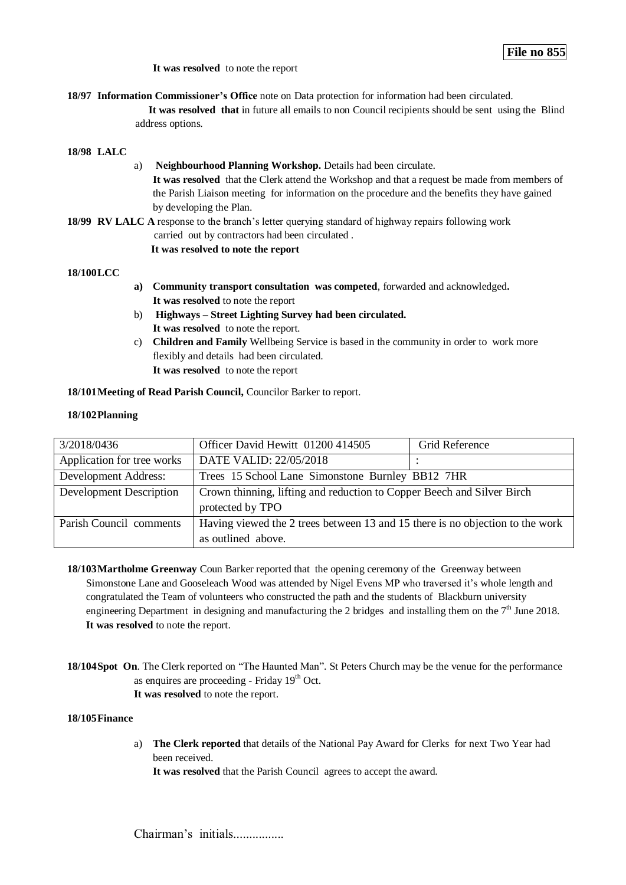**File no 855**

**It was resolved** to note the report

**18/97 Information Commissioner's Office** note on Data protection for information had been circulated.

**It was resolved that** in future all emails to non Council recipients should be sent using the Blind address options.

**18/98 LALC**

a) **Neighbourhood Planning Workshop.** Details had been circulate.
**It was resolved** that the Clerk attend the Workshop and that a request be made from members of the Parish Liaison meeting for information on the procedure and the benefits they have gained by developing the Plan.

**18/99 RV LALC A** response to the branch's letter querying standard of highway repairs following work carried out by contractors had been circulated .
**It was resolved to note the report**

**18/100 LCC**

a) **Community transport consultation was competed**, forwarded and acknowledged**.**
**It was resolved** to note the report

b) **Highways – Street Lighting Survey had been circulated.**
**It was resolved** to note the report.

c) **Children and Family** Wellbeing Service is based in the community in order to work more flexibly and details had been circulated.
**It was resolved** to note the report

**18/101 Meeting of Read Parish Council,** Councilor Barker to report.

**18/102 Planning**

| 3/2018/0436 | Officer David Hewitt 01200 414505 | Grid Reference |
|---|---|---|
| Application for tree works | DATE VALID: 22/05/2018 | : |
| Development Address: | Trees 15 School Lane Simonstone Burnley BB12 7HR | |
| Development Description | Crown thinning, lifting and reduction to Copper Beech and Silver Birch protected by TPO | |
| Parish Council comments | Having viewed the 2 trees between 13 and 15 there is no objection to the work as outlined above. | |

**18/103 Martholme Greenway** Coun Barker reported that the opening ceremony of the Greenway between Simonstone Lane and Gooseleach Wood was attended by Nigel Evens MP who traversed it's whole length and congratulated the Team of volunteers who constructed the path and the students of Blackburn university engineering Department in designing and manufacturing the 2 bridges and installing them on the 7th June 2018.
**It was resolved** to note the report.

**18/104 Spot On**. The Clerk reported on "The Haunted Man". St Peters Church may be the venue for the performance as enquires are proceeding - Friday 19th Oct.
**It was resolved** to note the report.

**18/105 Finance**

a) **The Clerk reported** that details of the National Pay Award for Clerks for next Two Year had been received.
**It was resolved** that the Parish Council agrees to accept the award.

Chairman's initials................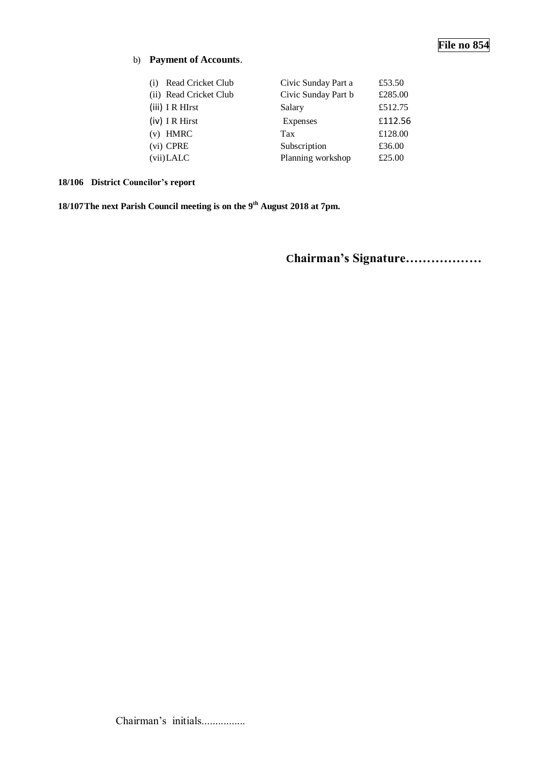**File no 854**

b) **Payment of Accounts**.

| | | |
|---|---|---|
| (i) Read Cricket Club | Civic Sunday Part a | £53.50 |
| (ii) Read Cricket Club | Civic Sunday Part b | £285.00 |
| (iii) I R HIrst | Salary | £512.75 |
| (iv) I R Hirst | Expenses | £112.56 |
| (v) HMRC | Tax | £128.00 |
| (vi) CPRE | Subscription | £36.00 |
| (vii) LALC | Planning workshop | £25.00 |

**18/106 District Councilor's report**

**18/107 The next Parish Council meeting is on the 9th August 2018 at 7pm.**

**Chairman's Signature………………**

Chairman's initials................